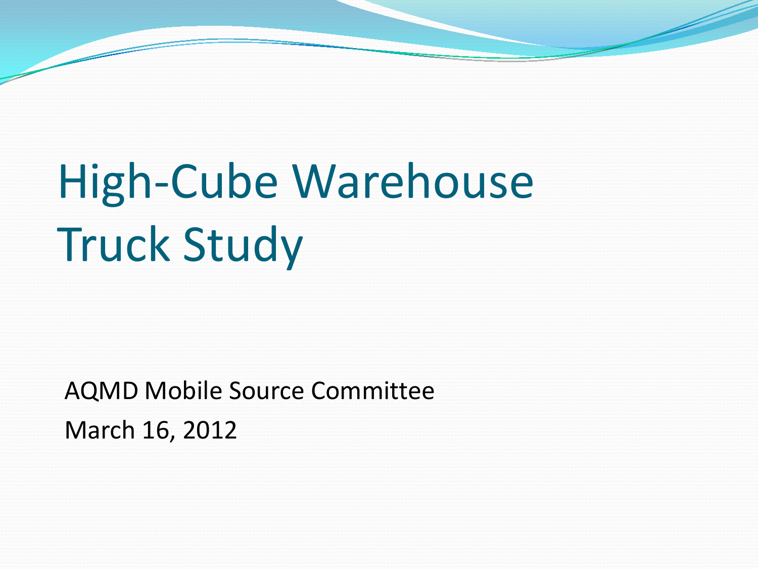# High-Cube Warehouse Truck Study

AQMD Mobile Source Committee

March 16, 2012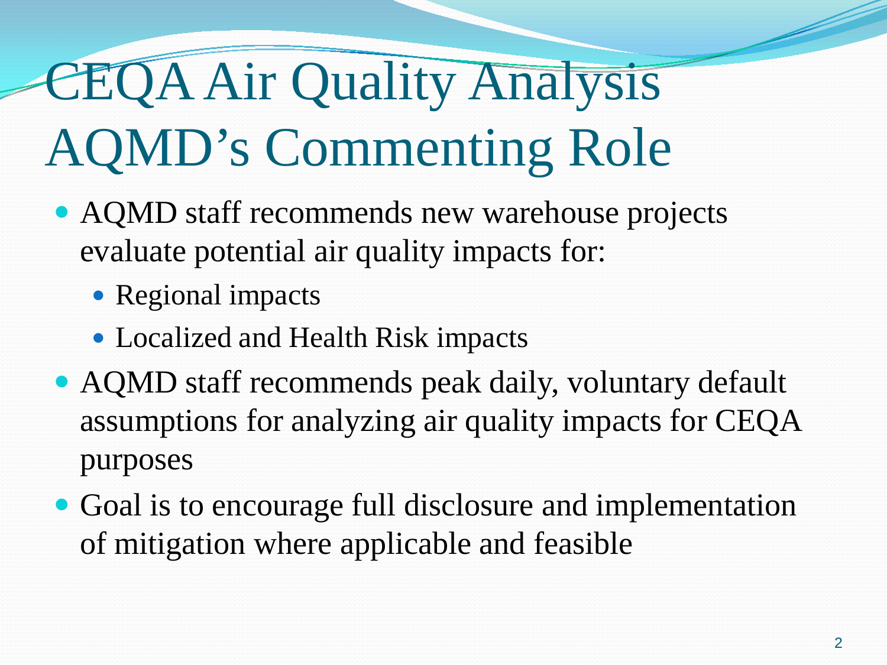# CEQA Air Quality Analysis AQMD's Commenting Role

- AQMD staff recommends new warehouse projects evaluate potential air quality impacts for:
  - Regional impacts
  - Localized and Health Risk impacts
- AQMD staff recommends peak daily, voluntary default assumptions for analyzing air quality impacts for CEQA purposes
- Goal is to encourage full disclosure and implementation of mitigation where applicable and feasible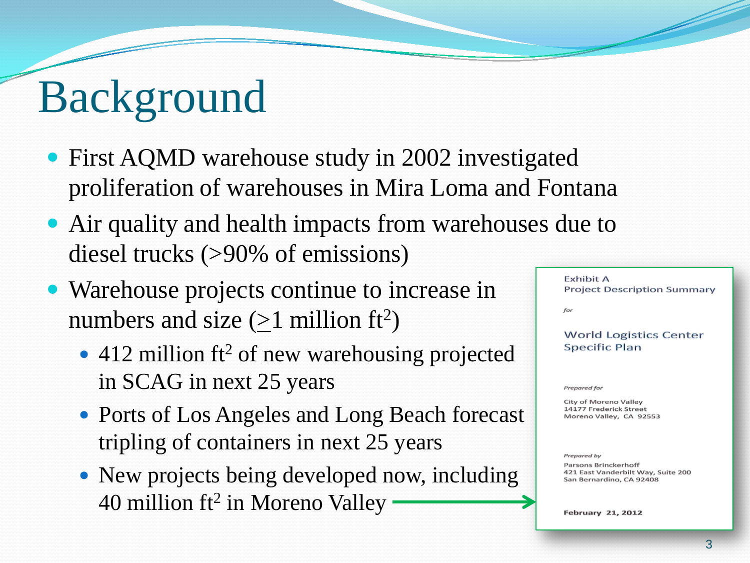# Background

- First AQMD warehouse study in 2002 investigated proliferation of warehouses in Mira Loma and Fontana
- Air quality and health impacts from warehouses due to diesel trucks (>90% of emissions)
- Warehouse projects continue to increase in numbers and size ($\geq$1 million ft$^2$)
  - 412 million ft$^2$ of new warehousing projected in SCAG in next 25 years
  - Ports of Los Angeles and Long Beach forecast tripling of containers in next 25 years
  - New projects being developed now, including 40 million ft$^2$ in Moreno Valley

Exhibit A
Project Description Summary

*for*

World Logistics Center
Specific Plan

*Prepared for*

City of Moreno Valley
14177 Frederick Street
Moreno Valley, CA 92553

*Prepared by*

Parsons Brinckerhoff
421 East Vanderbilt Way, Suite 200
San Bernardino, CA 92408

**February 21, 2012**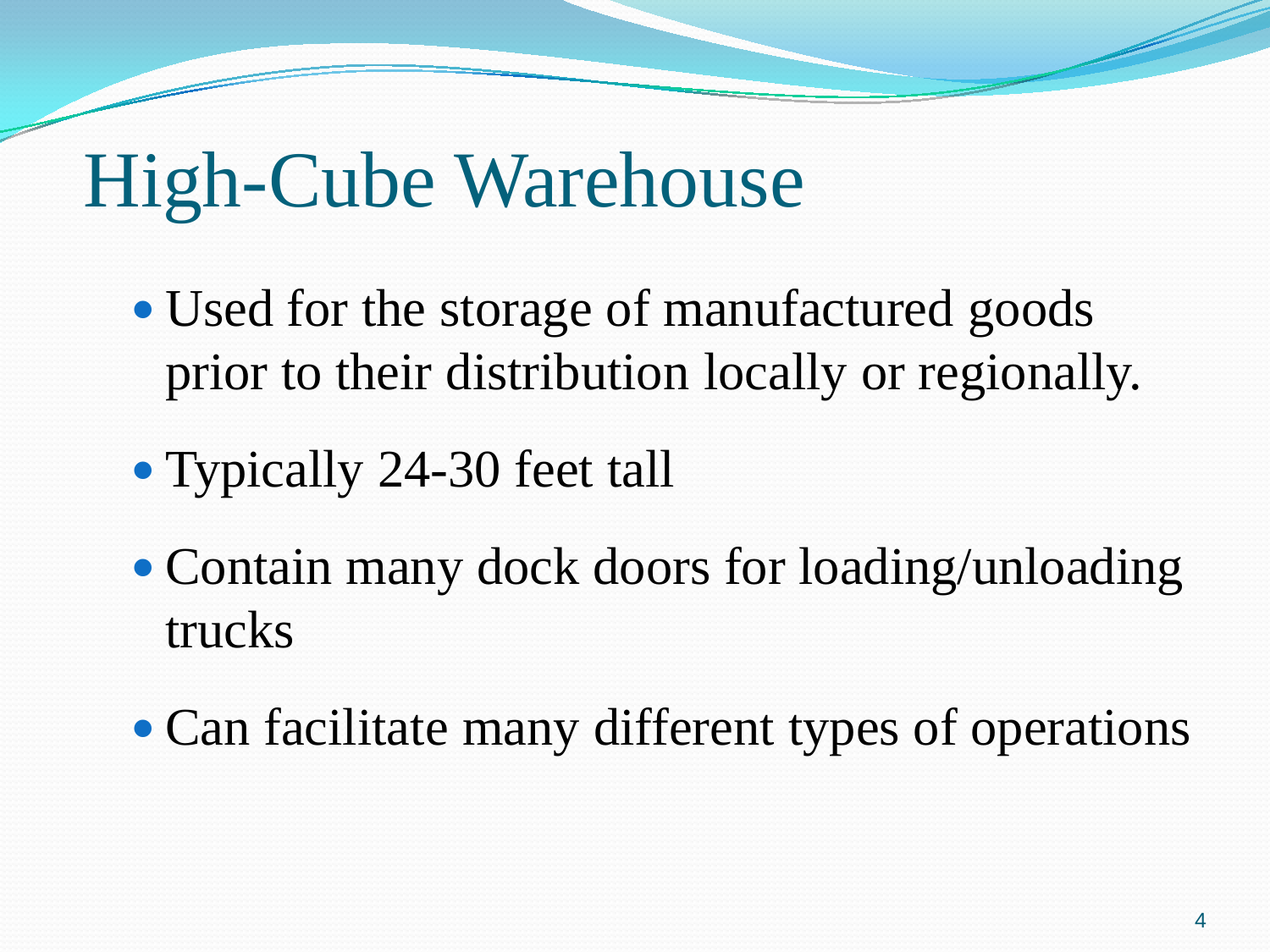# High-Cube Warehouse

- Used for the storage of manufactured goods prior to their distribution locally or regionally.
- Typically 24-30 feet tall
- Contain many dock doors for loading/unloading trucks
- Can facilitate many different types of operations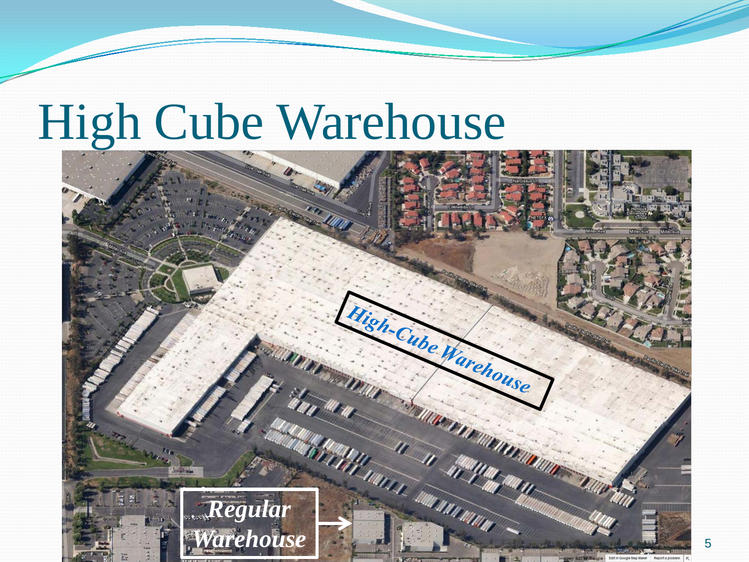# High Cube Warehouse

High-Cube Warehouse

Regular Warehouse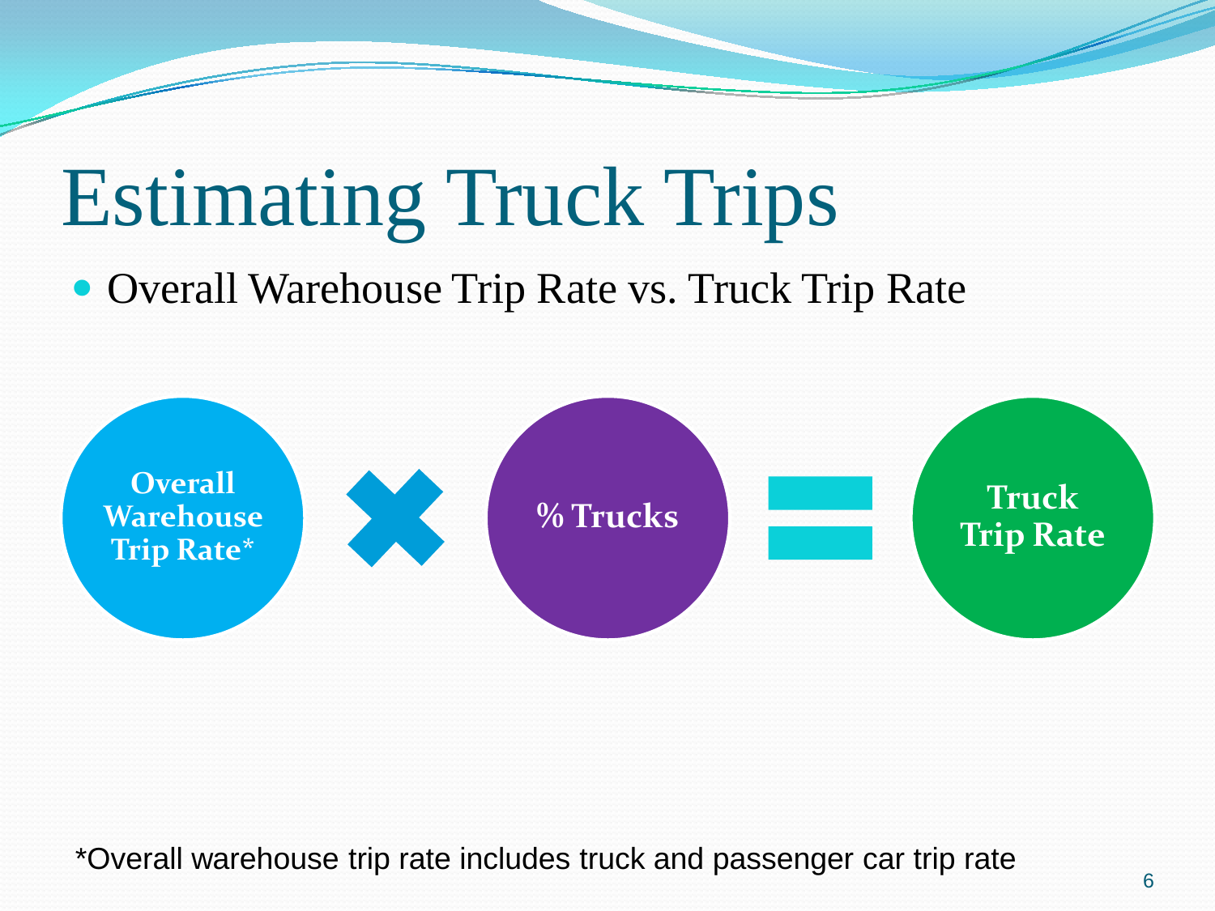# Estimating Truck Trips

- Overall Warehouse Trip Rate vs. Truck Trip Rate

**Overall Warehouse Trip Rate*** × **% Trucks** = **Truck Trip Rate**

*Overall warehouse trip rate includes truck and passenger car trip rate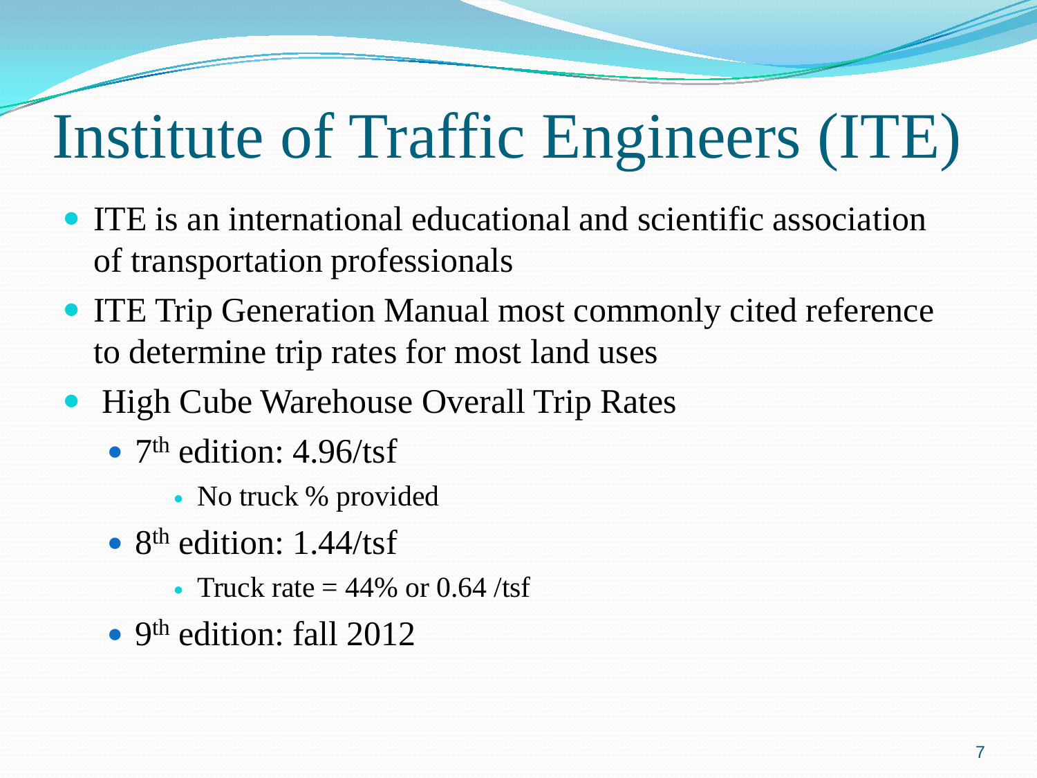# Institute of Traffic Engineers (ITE)

- ITE is an international educational and scientific association of transportation professionals
- ITE Trip Generation Manual most commonly cited reference to determine trip rates for most land uses
- High Cube Warehouse Overall Trip Rates
  - 7th edition: 4.96/tsf
    - No truck % provided
  - 8th edition: 1.44/tsf
    - Truck rate = 44% or 0.64 /tsf
  - 9th edition: fall 2012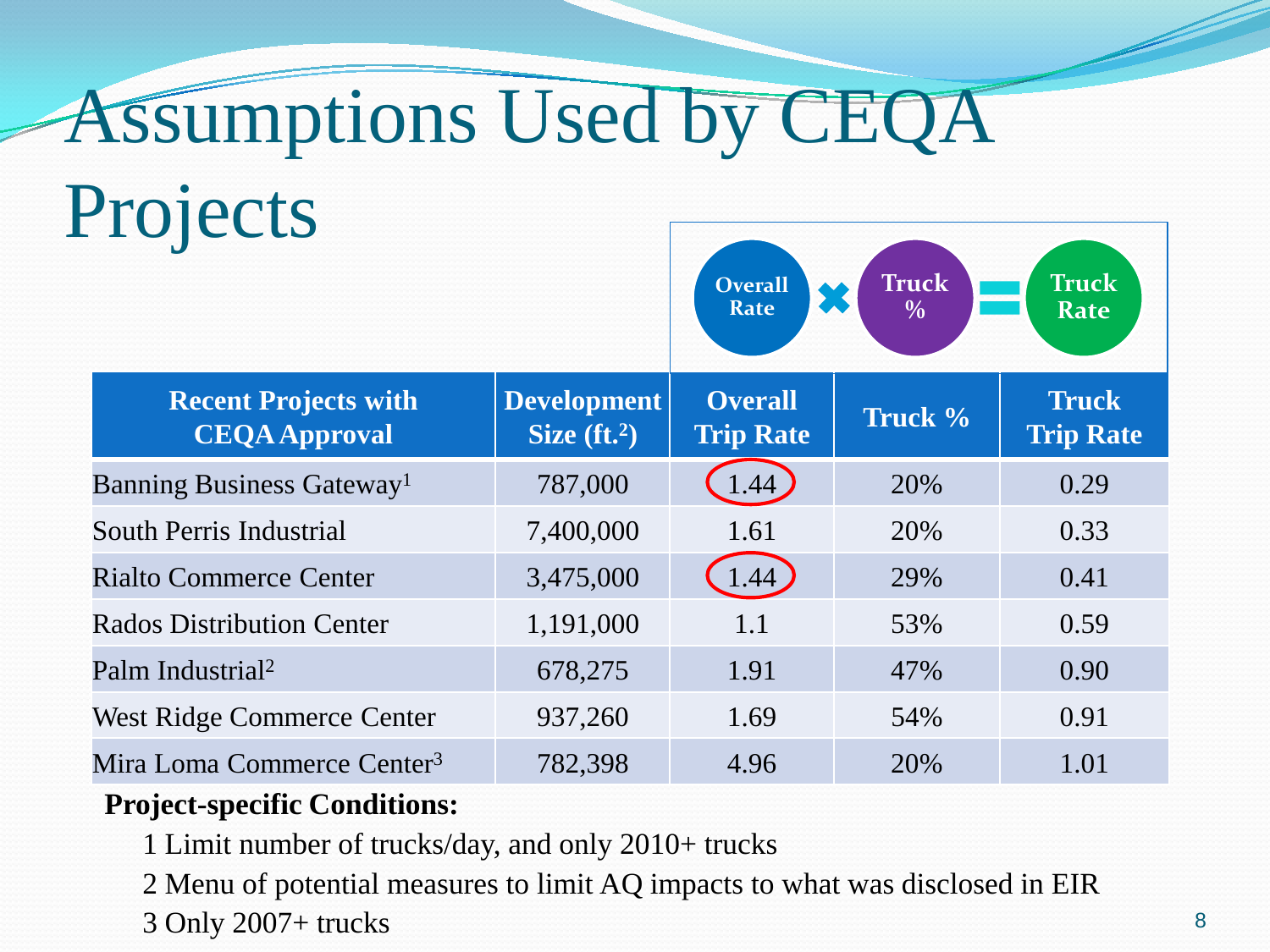# Assumptions Used by CEQA Projects

Overall Rate × Truck % = Truck Rate

| Recent Projects with CEQA Approval | Development Size (ft.$^2$) | Overall Trip Rate | Truck % | Truck Trip Rate |
|---|---|---|---|---|
| Banning Business Gateway[1] | 787,000 | 1.44 | 20% | 0.29 |
| South Perris Industrial | 7,400,000 | 1.61 | 20% | 0.33 |
| Rialto Commerce Center | 3,475,000 | 1.44 | 29% | 0.41 |
| Rados Distribution Center | 1,191,000 | 1.1 | 53% | 0.59 |
| Palm Industrial[2] | 678,275 | 1.91 | 47% | 0.90 |
| West Ridge Commerce Center | 937,260 | 1.69 | 54% | 0.91 |
| Mira Loma Commerce Center[3] | 782,398 | 4.96 | 20% | 1.01 |

**Project-specific Conditions:**

1 Limit number of trucks/day, and only 2010+ trucks

2 Menu of potential measures to limit AQ impacts to what was disclosed in EIR

3 Only 2007+ trucks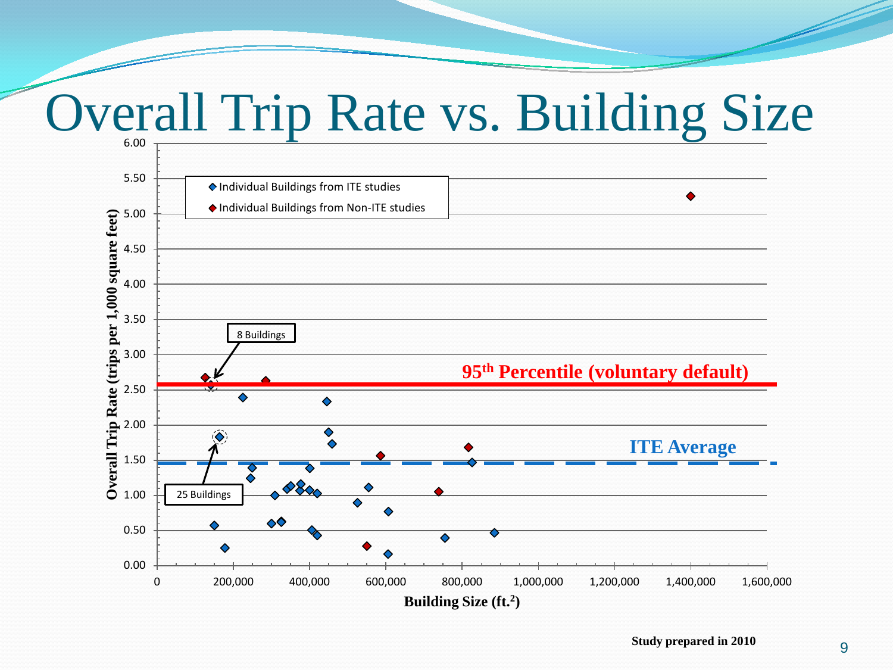# Overall Trip Rate vs. Building Size

- Individual Buildings from ITE studies
- Individual Buildings from Non-ITE studies

8 Buildings

25 Buildings

95th Percentile (voluntary default)

ITE Average

Overall Trip Rate (trips per 1,000 square feet)

Building Size (ft.$^2$)

Study prepared in 2010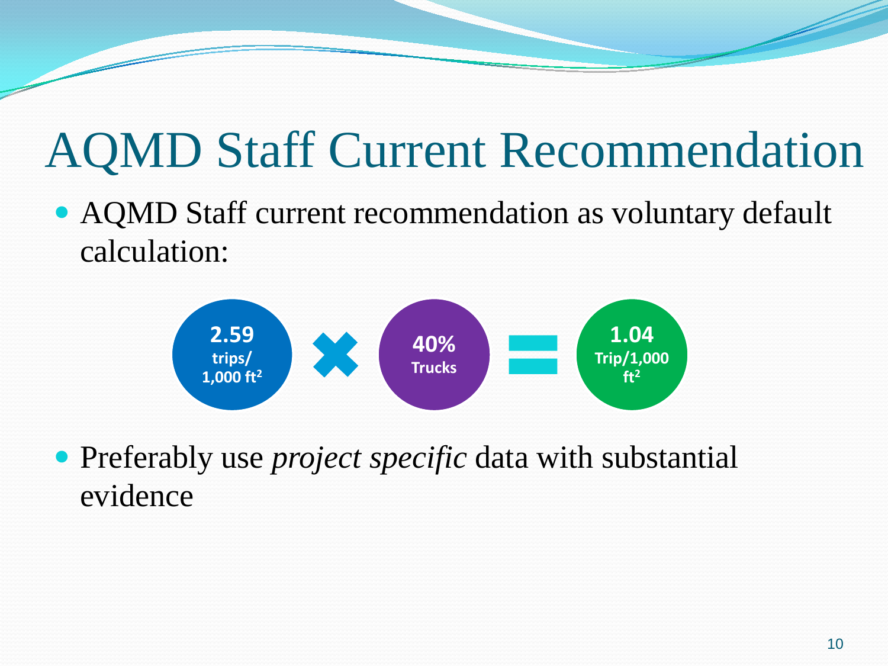# AQMD Staff Current Recommendation

- AQMD Staff current recommendation as voluntary default calculation:

**2.59** trips/ 1,000 $ft^2$ × **40%** Trucks = **1.04** Trip/1,000 $ft^2$

- Preferably use *project specific* data with substantial evidence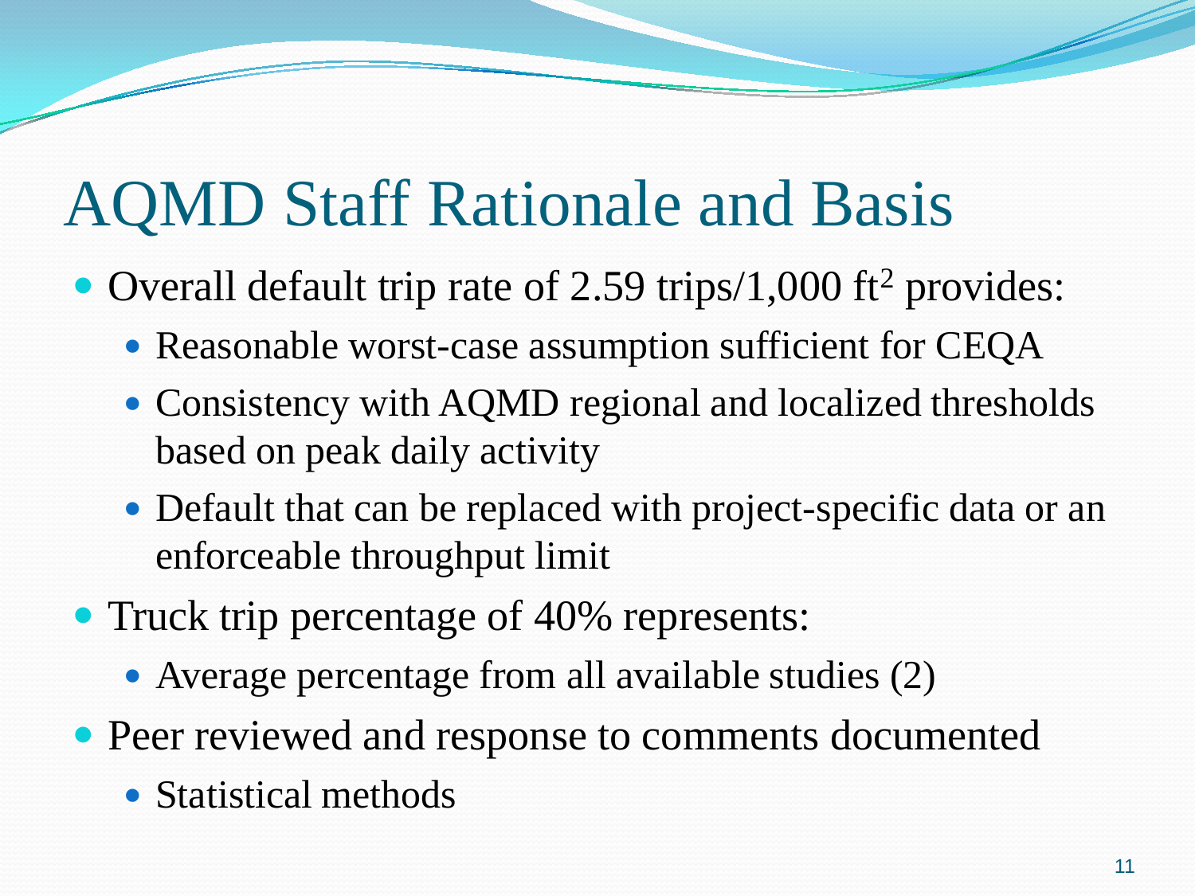# AQMD Staff Rationale and Basis

- Overall default trip rate of 2.59 trips/1,000 $ft^2$ provides:
  - Reasonable worst-case assumption sufficient for CEQA
  - Consistency with AQMD regional and localized thresholds based on peak daily activity
  - Default that can be replaced with project-specific data or an enforceable throughput limit
- Truck trip percentage of 40% represents:
  - Average percentage from all available studies (2)
- Peer reviewed and response to comments documented
  - Statistical methods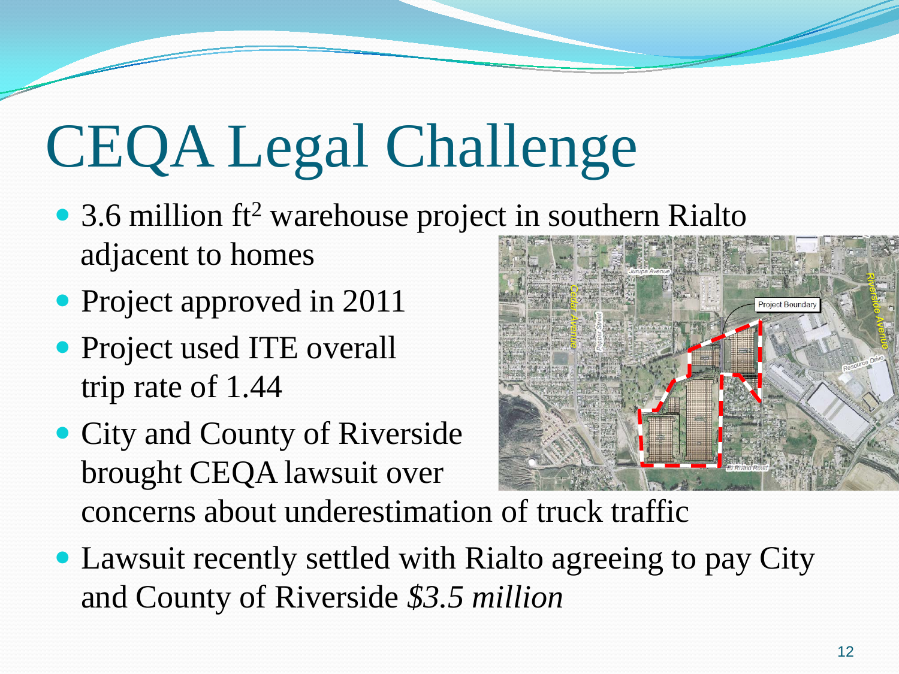# CEQA Legal Challenge

- 3.6 million $ft^2$ warehouse project in southern Rialto adjacent to homes
- Project approved in 2011
- Project used ITE overall trip rate of 1.44
- City and County of Riverside brought CEQA lawsuit over concerns about underestimation of truck traffic
- Lawsuit recently settled with Rialto agreeing to pay City and County of Riverside *$3.5 million*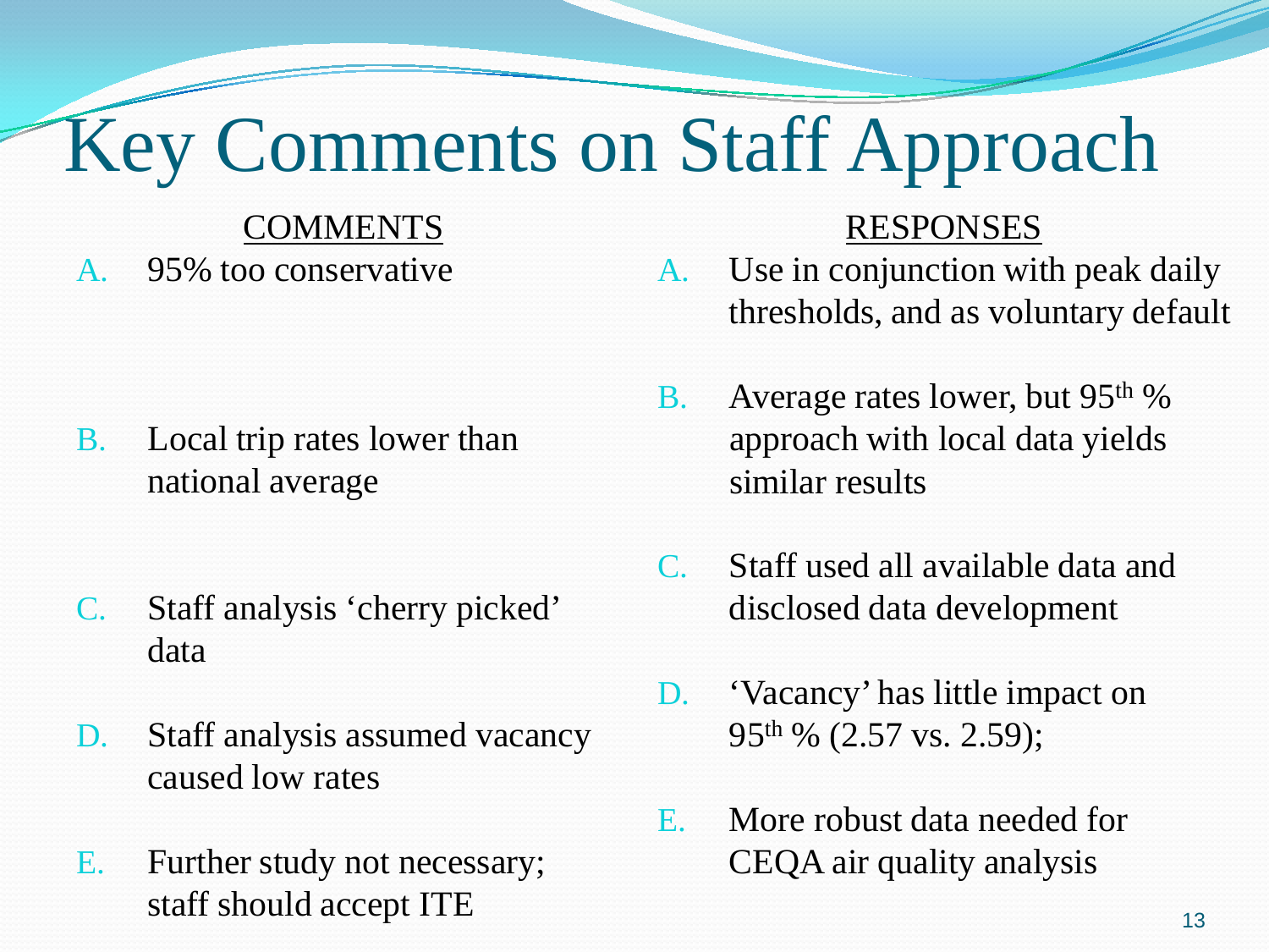# Key Comments on Staff Approach

| COMMENTS | RESPONSES |
| --- | --- |
| A. 95% too conservative | A. Use in conjunction with peak daily thresholds, and as voluntary default |
| B. Local trip rates lower than national average | B. Average rates lower, but 95th % approach with local data yields similar results |
| C. Staff analysis 'cherry picked' data | C. Staff used all available data and disclosed data development |
| D. Staff analysis assumed vacancy caused low rates | D. 'Vacancy' has little impact on 95th % (2.57 vs. 2.59); |
| E. Further study not necessary; staff should accept ITE | E. More robust data needed for CEQA air quality analysis |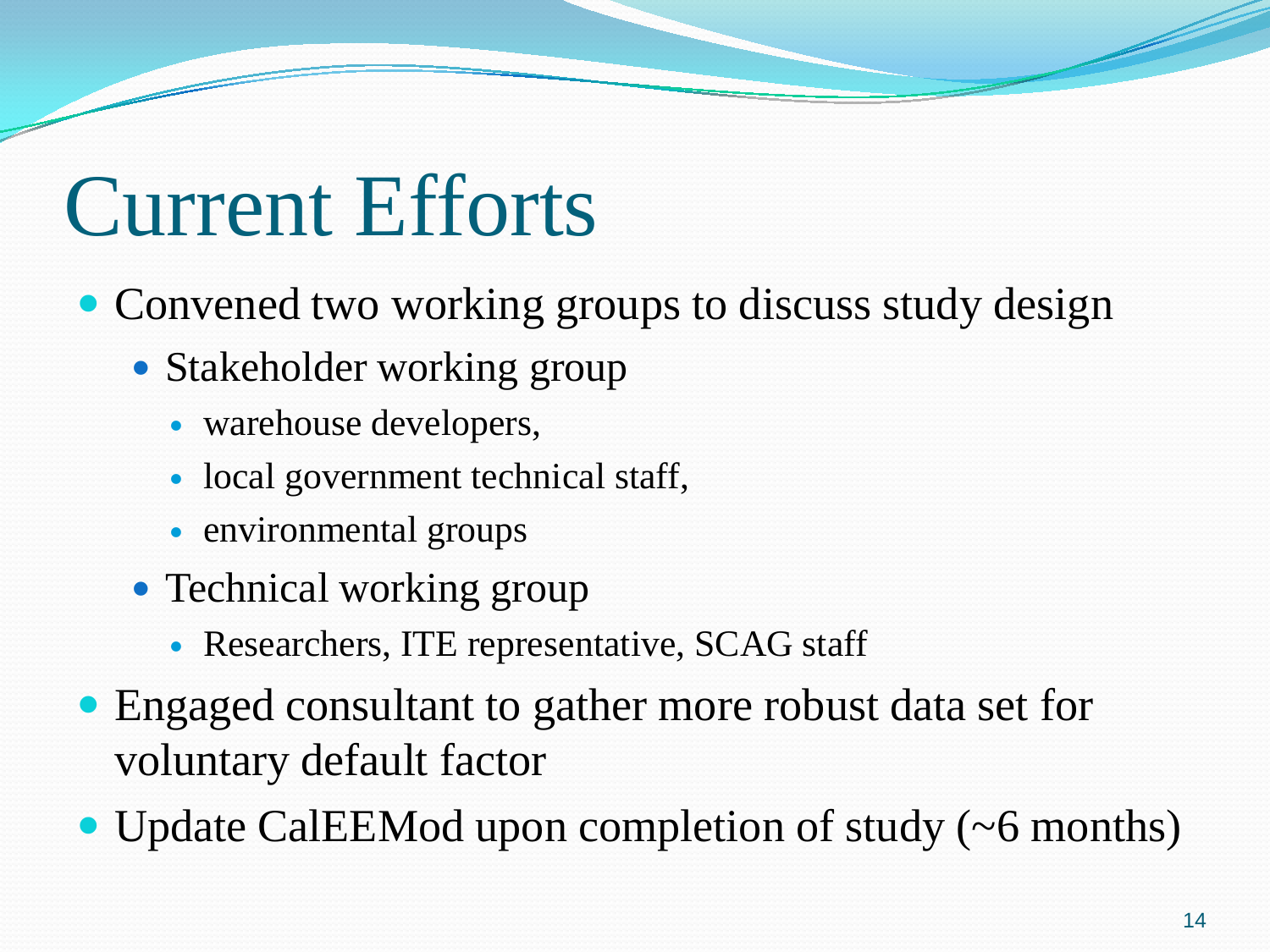# Current Efforts

- Convened two working groups to discuss study design
  - Stakeholder working group
    - warehouse developers,
    - local government technical staff,
    - environmental groups
  - Technical working group
    - Researchers, ITE representative, SCAG staff
- Engaged consultant to gather more robust data set for voluntary default factor
- Update CalEEMod upon completion of study (~6 months)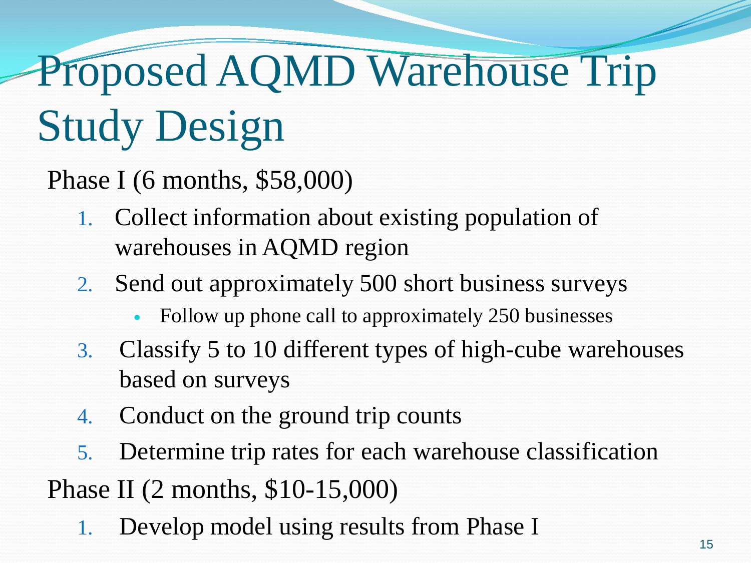# Proposed AQMD Warehouse Trip Study Design

Phase I (6 months, $58,000)

1. Collect information about existing population of warehouses in AQMD region
2. Send out approximately 500 short business surveys
   - Follow up phone call to approximately 250 businesses
3. Classify 5 to 10 different types of high-cube warehouses based on surveys
4. Conduct on the ground trip counts
5. Determine trip rates for each warehouse classification

Phase II (2 months, $10-15,000)

1. Develop model using results from Phase I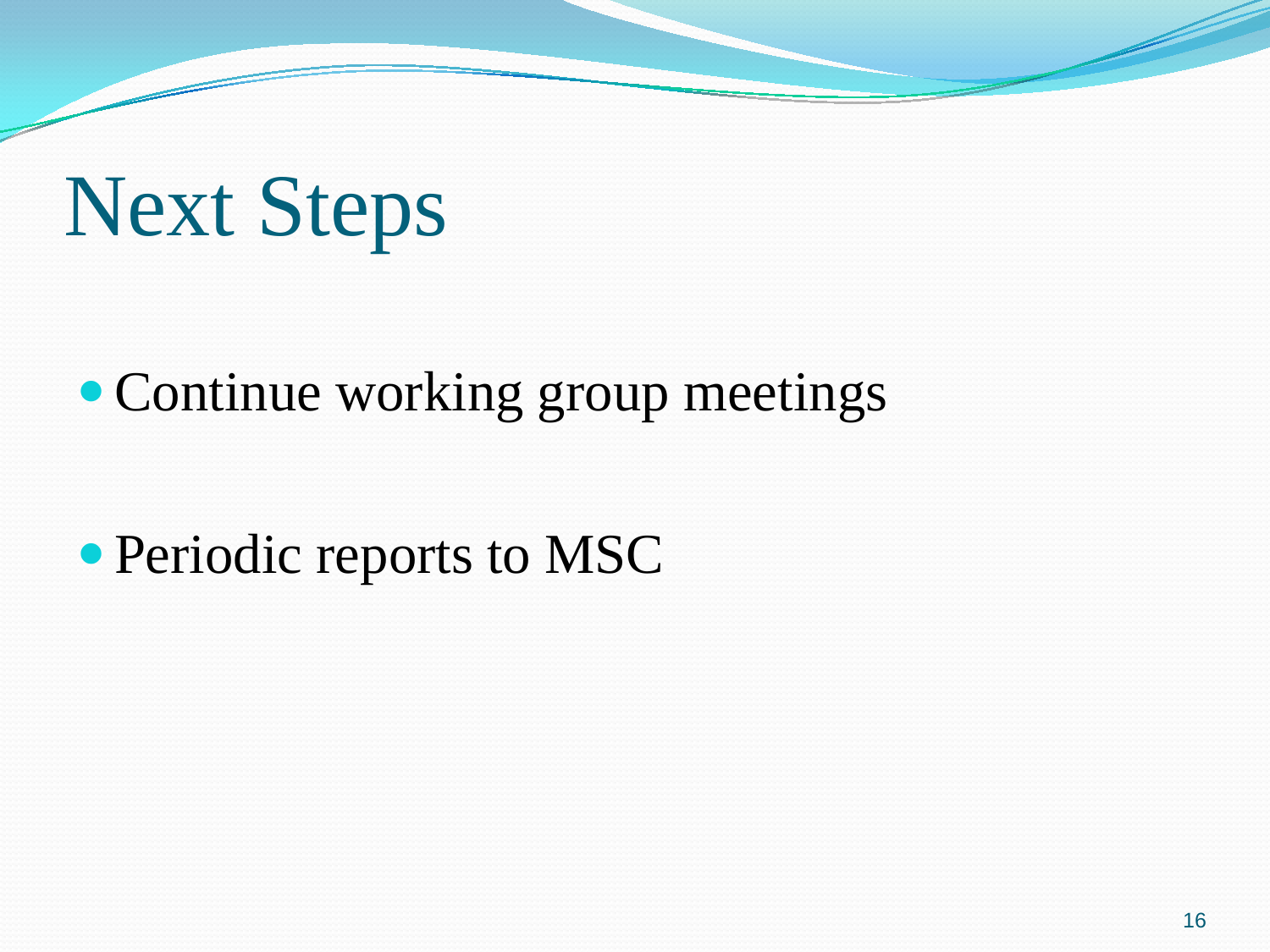# Next Steps

- Continue working group meetings
- Periodic reports to MSC